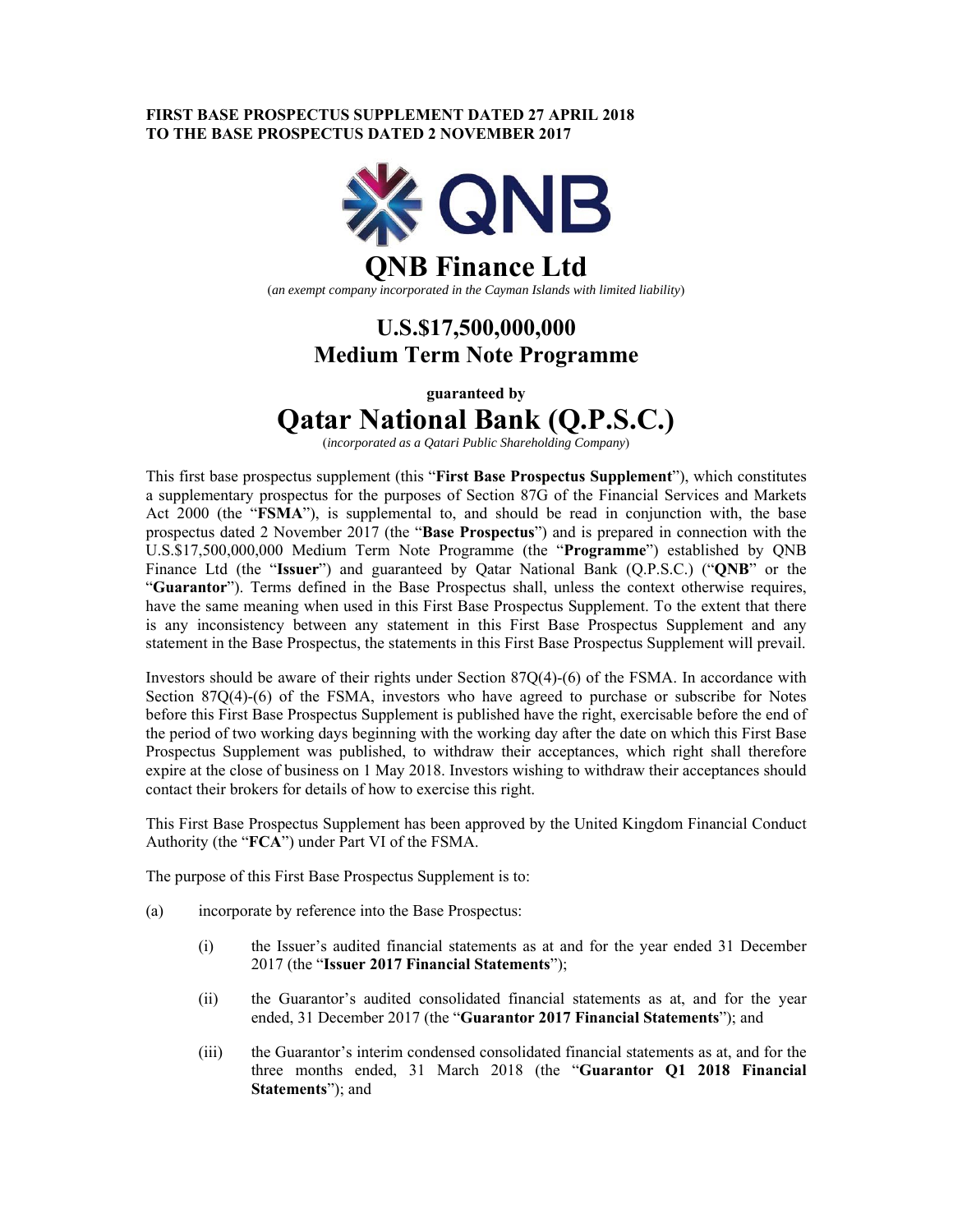**FIRST BASE PROSPECTUS SUPPLEMENT DATED 27 APRIL 2018**
**TO THE BASE PROSPECTUS DATED 2 NOVEMBER 2017**

# QNB Finance Ltd

(*an exempt company incorporated in the Cayman Islands with limited liability*)

## U.S.$17,500,000,000
## Medium Term Note Programme

**guaranteed by**

# Qatar National Bank (Q.P.S.C.)

(*incorporated as a Qatari Public Shareholding Company*)

This first base prospectus supplement (this "**First Base Prospectus Supplement**"), which constitutes a supplementary prospectus for the purposes of Section 87G of the Financial Services and Markets Act 2000 (the "**FSMA**"), is supplemental to, and should be read in conjunction with, the base prospectus dated 2 November 2017 (the "**Base Prospectus**") and is prepared in connection with the U.S.$17,500,000,000 Medium Term Note Programme (the "**Programme**") established by QNB Finance Ltd (the "**Issuer**") and guaranteed by Qatar National Bank (Q.P.S.C.) ("**QNB**" or the "**Guarantor**"). Terms defined in the Base Prospectus shall, unless the context otherwise requires, have the same meaning when used in this First Base Prospectus Supplement. To the extent that there is any inconsistency between any statement in this First Base Prospectus Supplement and any statement in the Base Prospectus, the statements in this First Base Prospectus Supplement will prevail.

Investors should be aware of their rights under Section 87Q(4)-(6) of the FSMA. In accordance with Section 87Q(4)-(6) of the FSMA, investors who have agreed to purchase or subscribe for Notes before this First Base Prospectus Supplement is published have the right, exercisable before the end of the period of two working days beginning with the working day after the date on which this First Base Prospectus Supplement was published, to withdraw their acceptances, which right shall therefore expire at the close of business on 1 May 2018. Investors wishing to withdraw their acceptances should contact their brokers for details of how to exercise this right.

This First Base Prospectus Supplement has been approved by the United Kingdom Financial Conduct Authority (the "**FCA**") under Part VI of the FSMA.

The purpose of this First Base Prospectus Supplement is to:

(a) incorporate by reference into the Base Prospectus:

  (i) the Issuer's audited financial statements as at and for the year ended 31 December 2017 (the "**Issuer 2017 Financial Statements**");

  (ii) the Guarantor's audited consolidated financial statements as at, and for the year ended, 31 December 2017 (the "**Guarantor 2017 Financial Statements**"); and

  (iii) the Guarantor's interim condensed consolidated financial statements as at, and for the three months ended, 31 March 2018 (the "**Guarantor Q1 2018 Financial Statements**"); and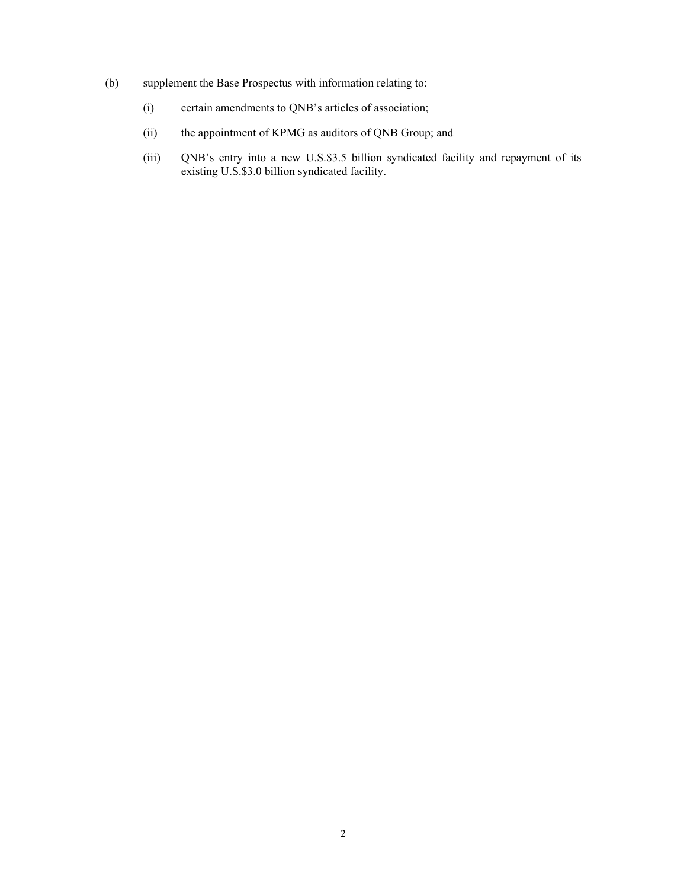(b) supplement the Base Prospectus with information relating to:

  (i) certain amendments to QNB's articles of association;

  (ii) the appointment of KPMG as auditors of QNB Group; and

  (iii) QNB's entry into a new U.S.$3.5 billion syndicated facility and repayment of its existing U.S.$3.0 billion syndicated facility.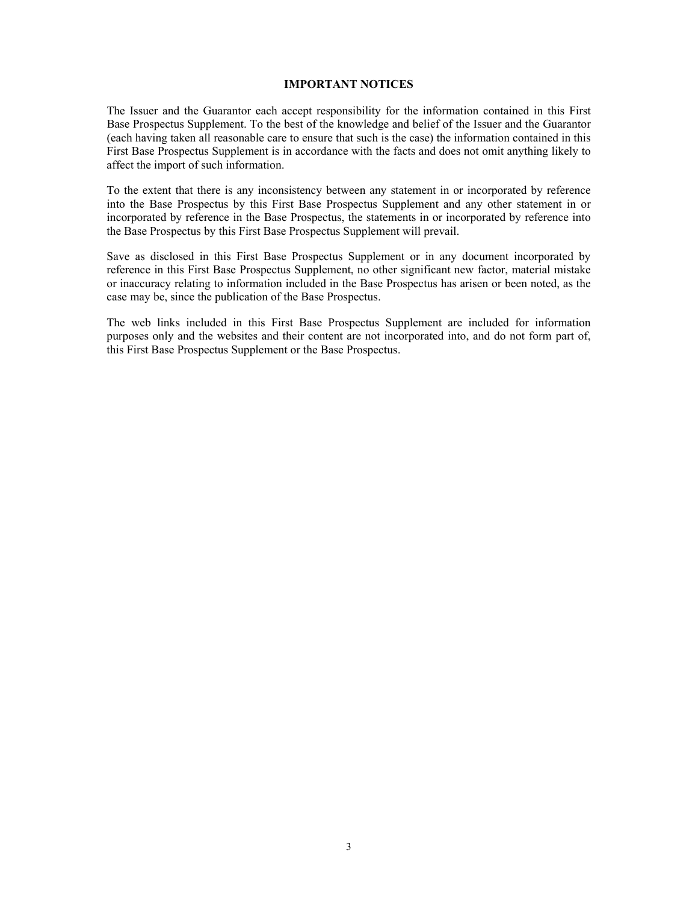## IMPORTANT NOTICES

The Issuer and the Guarantor each accept responsibility for the information contained in this First Base Prospectus Supplement. To the best of the knowledge and belief of the Issuer and the Guarantor (each having taken all reasonable care to ensure that such is the case) the information contained in this First Base Prospectus Supplement is in accordance with the facts and does not omit anything likely to affect the import of such information.

To the extent that there is any inconsistency between any statement in or incorporated by reference into the Base Prospectus by this First Base Prospectus Supplement and any other statement in or incorporated by reference in the Base Prospectus, the statements in or incorporated by reference into the Base Prospectus by this First Base Prospectus Supplement will prevail.

Save as disclosed in this First Base Prospectus Supplement or in any document incorporated by reference in this First Base Prospectus Supplement, no other significant new factor, material mistake or inaccuracy relating to information included in the Base Prospectus has arisen or been noted, as the case may be, since the publication of the Base Prospectus.

The web links included in this First Base Prospectus Supplement are included for information purposes only and the websites and their content are not incorporated into, and do not form part of, this First Base Prospectus Supplement or the Base Prospectus.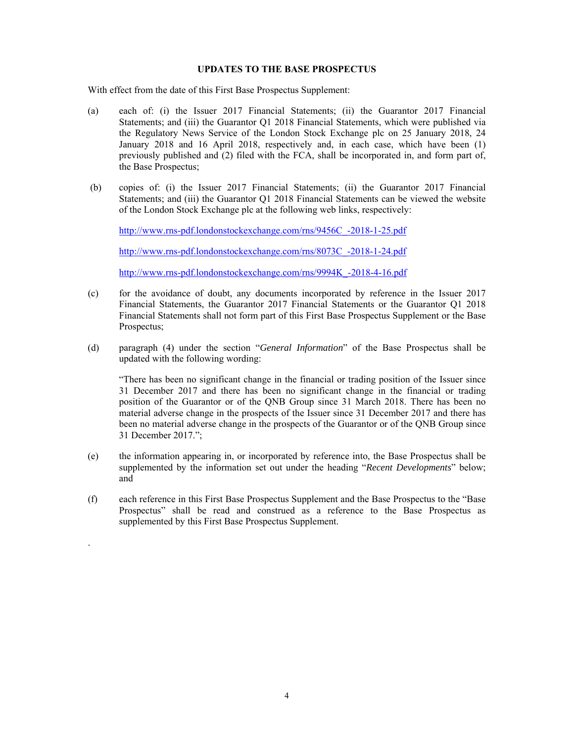## UPDATES TO THE BASE PROSPECTUS

With effect from the date of this First Base Prospectus Supplement:

(a) each of: (i) the Issuer 2017 Financial Statements; (ii) the Guarantor 2017 Financial Statements; and (iii) the Guarantor Q1 2018 Financial Statements, which were published via the Regulatory News Service of the London Stock Exchange plc on 25 January 2018, 24 January 2018 and 16 April 2018, respectively and, in each case, which have been (1) previously published and (2) filed with the FCA, shall be incorporated in, and form part of, the Base Prospectus;

(b) copies of: (i) the Issuer 2017 Financial Statements; (ii) the Guarantor 2017 Financial Statements; and (iii) the Guarantor Q1 2018 Financial Statements can be viewed the website of the London Stock Exchange plc at the following web links, respectively:

http://www.rns-pdf.londonstockexchange.com/rns/9456C_-2018-1-25.pdf

http://www.rns-pdf.londonstockexchange.com/rns/8073C_-2018-1-24.pdf

http://www.rns-pdf.londonstockexchange.com/rns/9994K_-2018-4-16.pdf

(c) for the avoidance of doubt, any documents incorporated by reference in the Issuer 2017 Financial Statements, the Guarantor 2017 Financial Statements or the Guarantor Q1 2018 Financial Statements shall not form part of this First Base Prospectus Supplement or the Base Prospectus;

(d) paragraph (4) under the section "*General Information*" of the Base Prospectus shall be updated with the following wording:

"There has been no significant change in the financial or trading position of the Issuer since 31 December 2017 and there has been no significant change in the financial or trading position of the Guarantor or of the QNB Group since 31 March 2018. There has been no material adverse change in the prospects of the Issuer since 31 December 2017 and there has been no material adverse change in the prospects of the Guarantor or of the QNB Group since 31 December 2017.";

(e) the information appearing in, or incorporated by reference into, the Base Prospectus shall be supplemented by the information set out under the heading "*Recent Developments*" below; and

(f) each reference in this First Base Prospectus Supplement and the Base Prospectus to the "Base Prospectus" shall be read and construed as a reference to the Base Prospectus as supplemented by this First Base Prospectus Supplement.

.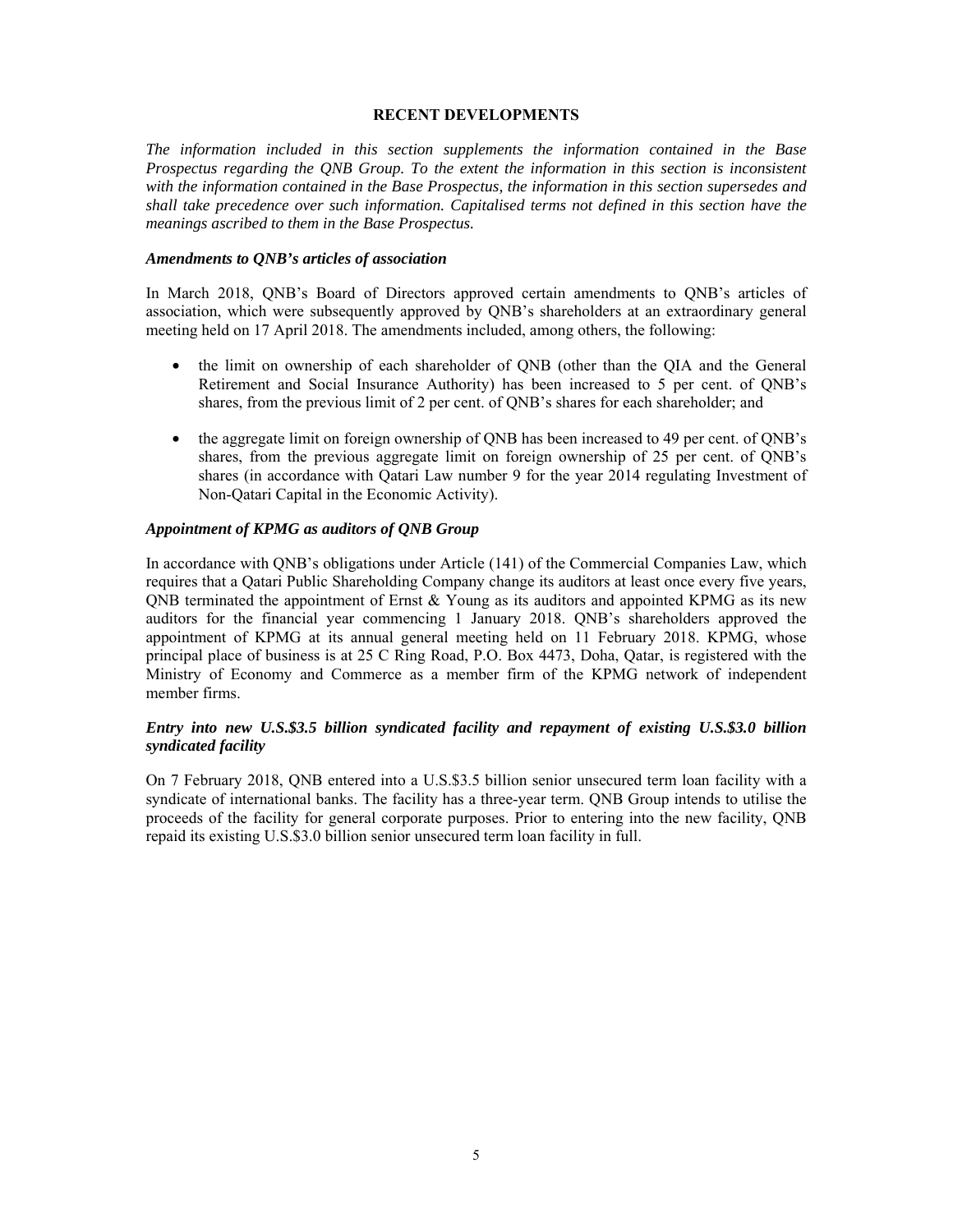# RECENT DEVELOPMENTS

*The information included in this section supplements the information contained in the Base Prospectus regarding the QNB Group. To the extent the information in this section is inconsistent with the information contained in the Base Prospectus, the information in this section supersedes and shall take precedence over such information. Capitalised terms not defined in this section have the meanings ascribed to them in the Base Prospectus.*

***Amendments to QNB's articles of association***

In March 2018, QNB's Board of Directors approved certain amendments to QNB's articles of association, which were subsequently approved by QNB's shareholders at an extraordinary general meeting held on 17 April 2018. The amendments included, among others, the following:

- the limit on ownership of each shareholder of QNB (other than the QIA and the General Retirement and Social Insurance Authority) has been increased to 5 per cent. of QNB's shares, from the previous limit of 2 per cent. of QNB's shares for each shareholder; and
- the aggregate limit on foreign ownership of QNB has been increased to 49 per cent. of QNB's shares, from the previous aggregate limit on foreign ownership of 25 per cent. of QNB's shares (in accordance with Qatari Law number 9 for the year 2014 regulating Investment of Non-Qatari Capital in the Economic Activity).

***Appointment of KPMG as auditors of QNB Group***

In accordance with QNB's obligations under Article (141) of the Commercial Companies Law, which requires that a Qatari Public Shareholding Company change its auditors at least once every five years, QNB terminated the appointment of Ernst & Young as its auditors and appointed KPMG as its new auditors for the financial year commencing 1 January 2018. QNB's shareholders approved the appointment of KPMG at its annual general meeting held on 11 February 2018. KPMG, whose principal place of business is at 25 C Ring Road, P.O. Box 4473, Doha, Qatar, is registered with the Ministry of Economy and Commerce as a member firm of the KPMG network of independent member firms.

***Entry into new U.S.$3.5 billion syndicated facility and repayment of existing U.S.$3.0 billion syndicated facility***

On 7 February 2018, QNB entered into a U.S.$3.5 billion senior unsecured term loan facility with a syndicate of international banks. The facility has a three-year term. QNB Group intends to utilise the proceeds of the facility for general corporate purposes. Prior to entering into the new facility, QNB repaid its existing U.S.$3.0 billion senior unsecured term loan facility in full.